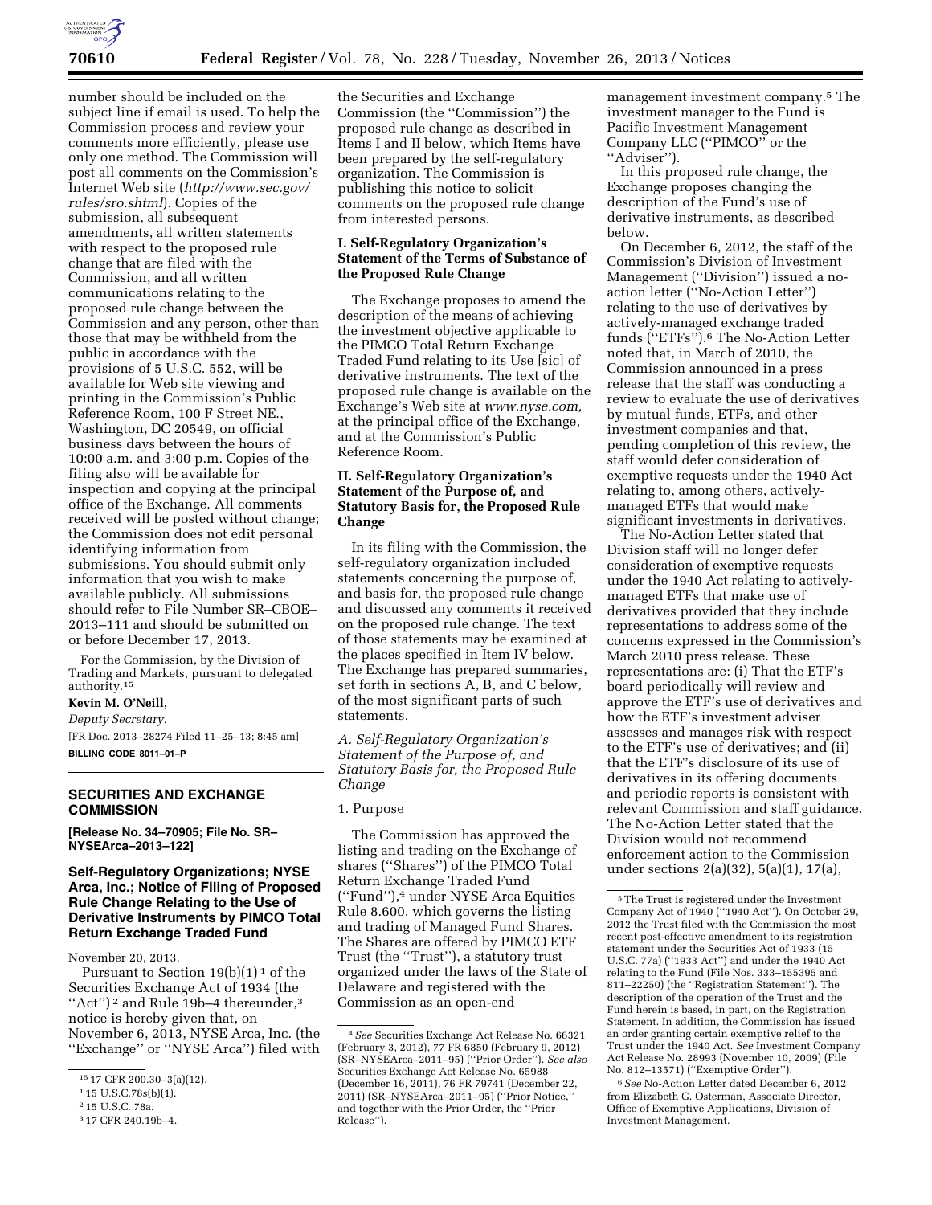number should be included on the subject line if email is used. To help the Commission process and review your comments more efficiently, please use only one method. The Commission will post all comments on the Commission's Internet Web site (*http://www.sec.gov/rules/sro.shtml*). Copies of the submission, all subsequent amendments, all written statements with respect to the proposed rule change that are filed with the Commission, and all written communications relating to the proposed rule change between the Commission and any person, other than those that may be withheld from the public in accordance with the provisions of 5 U.S.C. 552, will be available for Web site viewing and printing in the Commission's Public Reference Room, 100 F Street NE., Washington, DC 20549, on official business days between the hours of 10:00 a.m. and 3:00 p.m. Copies of the filing also will be available for inspection and copying at the principal office of the Exchange. All comments received will be posted without change; the Commission does not edit personal identifying information from submissions. You should submit only information that you wish to make available publicly. All submissions should refer to File Number SR–CBOE–2013–111 and should be submitted on or before December 17, 2013.

For the Commission, by the Division of Trading and Markets, pursuant to delegated authority.[15]

**Kevin M. O'Neill,**

*Deputy Secretary.*

[FR Doc. 2013–28274 Filed 11–25–13; 8:45 am]

**BILLING CODE 8011–01–P**

## SECURITIES AND EXCHANGE COMMISSION

**[Release No. 34–70905; File No. SR–NYSEArca–2013–122]**

## Self-Regulatory Organizations; NYSE Arca, Inc.; Notice of Filing of Proposed Rule Change Relating to the Use of Derivative Instruments by PIMCO Total Return Exchange Traded Fund

November 20, 2013.

Pursuant to Section 19(b)(1)[1] of the Securities Exchange Act of 1934 (the "Act")[2] and Rule 19b–4 thereunder,[3] notice is hereby given that, on November 6, 2013, NYSE Arca, Inc. (the "Exchange" or "NYSE Arca") filed with the Securities and Exchange Commission (the "Commission") the proposed rule change as described in Items I and II below, which Items have been prepared by the self-regulatory organization. The Commission is publishing this notice to solicit comments on the proposed rule change from interested persons.

### I. Self-Regulatory Organization's Statement of the Terms of Substance of the Proposed Rule Change

The Exchange proposes to amend the description of the means of achieving the investment objective applicable to the PIMCO Total Return Exchange Traded Fund relating to its Use [sic] of derivative instruments. The text of the proposed rule change is available on the Exchange's Web site at *www.nyse.com,* at the principal office of the Exchange, and at the Commission's Public Reference Room.

### II. Self-Regulatory Organization's Statement of the Purpose of, and Statutory Basis for, the Proposed Rule Change

In its filing with the Commission, the self-regulatory organization included statements concerning the purpose of, and basis for, the proposed rule change and discussed any comments it received on the proposed rule change. The text of those statements may be examined at the places specified in Item IV below. The Exchange has prepared summaries, set forth in sections A, B, and C below, of the most significant parts of such statements.

*A. Self-Regulatory Organization's Statement of the Purpose of, and Statutory Basis for, the Proposed Rule Change*

1. Purpose

The Commission has approved the listing and trading on the Exchange of shares ("Shares") of the PIMCO Total Return Exchange Traded Fund ("Fund"),[4] under NYSE Arca Equities Rule 8.600, which governs the listing and trading of Managed Fund Shares. The Shares are offered by PIMCO ETF Trust (the "Trust"), a statutory trust organized under the laws of the State of Delaware and registered with the Commission as an open-end management investment company.[5] The investment manager to the Fund is Pacific Investment Management Company LLC ("PIMCO" or the "Adviser").

In this proposed rule change, the Exchange proposes changing the description of the Fund's use of derivative instruments, as described below.

On December 6, 2012, the staff of the Commission's Division of Investment Management ("Division") issued a no-action letter ("No-Action Letter") relating to the use of derivatives by actively-managed exchange traded funds ("ETFs").[6] The No-Action Letter noted that, in March of 2010, the Commission announced in a press release that the staff was conducting a review to evaluate the use of derivatives by mutual funds, ETFs, and other investment companies and that, pending completion of this review, the staff would defer consideration of exemptive requests under the 1940 Act relating to, among others, actively-managed ETFs that would make significant investments in derivatives.

The No-Action Letter stated that Division staff will no longer defer consideration of exemptive requests under the 1940 Act relating to actively-managed ETFs that make use of derivatives provided that they include representations to address some of the concerns expressed in the Commission's March 2010 press release. These representations are: (i) That the ETF's board periodically will review and approve the ETF's use of derivatives and how the ETF's investment adviser assesses and manages risk with respect to the ETF's use of derivatives; and (ii) that the ETF's disclosure of its use of derivatives in its offering documents and periodic reports is consistent with relevant Commission and staff guidance. The No-Action Letter stated that the Division would not recommend enforcement action to the Commission under sections 2(a)(32), 5(a)(1), 17(a),

---

[15] 17 CFR 200.30–3(a)(12).

[1] 15 U.S.C.78s(b)(1).

[2] 15 U.S.C. 78a.

[3] 17 CFR 240.19b–4.

[4] *See* Securities Exchange Act Release No. 66321 (February 3, 2012), 77 FR 6850 (February 9, 2012) (SR–NYSEArca–2011–95) ("Prior Order"). *See also* Securities Exchange Act Release No. 65988 (December 16, 2011), 76 FR 79741 (December 22, 2011) (SR–NYSEArca–2011–95) ("Prior Notice," and together with the Prior Order, the "Prior Release").

[5] The Trust is registered under the Investment Company Act of 1940 ("1940 Act"). On October 29, 2012 the Trust filed with the Commission the most recent post-effective amendment to its registration statement under the Securities Act of 1933 (15 U.S.C. 77a) ("1933 Act") and under the 1940 Act relating to the Fund (File Nos. 333–155395 and 811–22250) (the "Registration Statement"). The description of the operation of the Trust and the Fund herein is based, in part, on the Registration Statement. In addition, the Commission has issued an order granting certain exemptive relief to the Trust under the 1940 Act. *See* Investment Company Act Release No. 28993 (November 10, 2009) (File No. 812–13571) ("Exemptive Order").

[6] *See* No-Action Letter dated December 6, 2012 from Elizabeth G. Osterman, Associate Director, Office of Exemptive Applications, Division of Investment Management.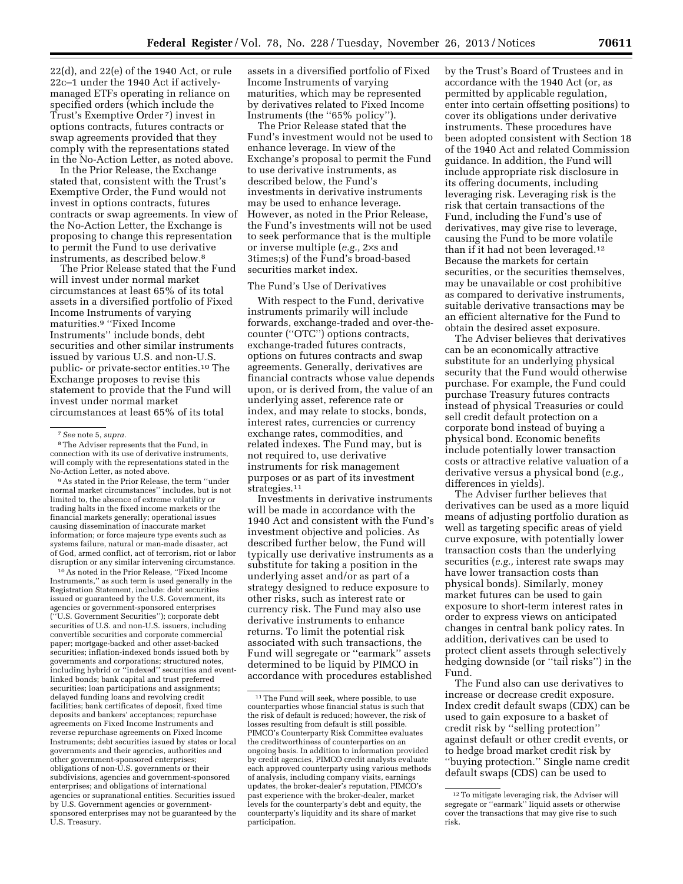22(d), and 22(e) of the 1940 Act, or rule 22c–1 under the 1940 Act if actively-managed ETFs operating in reliance on specified orders (which include the Trust's Exemptive Order [7]) invest in options contracts, futures contracts or swap agreements provided that they comply with the representations stated in the No-Action Letter, as noted above.

In the Prior Release, the Exchange stated that, consistent with the Trust's Exemptive Order, the Fund would not invest in options contracts, futures contracts or swap agreements. In view of the No-Action Letter, the Exchange is proposing to change this representation to permit the Fund to use derivative instruments, as described below.[8]

The Prior Release stated that the Fund will invest under normal market circumstances at least 65% of its total assets in a diversified portfolio of Fixed Income Instruments of varying maturities.[9] ''Fixed Income Instruments'' include bonds, debt securities and other similar instruments issued by various U.S. and non-U.S. public- or private-sector entities.[10] The Exchange proposes to revise this statement to provide that the Fund will invest under normal market circumstances at least 65% of its total assets in a diversified portfolio of Fixed Income Instruments of varying maturities, which may be represented by derivatives related to Fixed Income Instruments (the ''65% policy'').

The Prior Release stated that the Fund's investment would not be used to enhance leverage. In view of the Exchange's proposal to permit the Fund to use derivative instruments, as described below, the Fund's investments in derivative instruments may be used to enhance leverage. However, as noted in the Prior Release, the Fund's investments will not be used to seek performance that is the multiple or inverse multiple (*e.g.,* 2×s and 3times;s) of the Fund's broad-based securities market index.

The Fund's Use of Derivatives

With respect to the Fund, derivative instruments primarily will include forwards, exchange-traded and over-the-counter (''OTC'') options contracts, exchange-traded futures contracts, options on futures contracts and swap agreements. Generally, derivatives are financial contracts whose value depends upon, or is derived from, the value of an underlying asset, reference rate or index, and may relate to stocks, bonds, interest rates, currencies or currency exchange rates, commodities, and related indexes. The Fund may, but is not required to, use derivative instruments for risk management purposes or as part of its investment strategies.[11]

Investments in derivative instruments will be made in accordance with the 1940 Act and consistent with the Fund's investment objective and policies. As described further below, the Fund will typically use derivative instruments as a substitute for taking a position in the underlying asset and/or as part of a strategy designed to reduce exposure to other risks, such as interest rate or currency risk. The Fund may also use derivative instruments to enhance returns. To limit the potential risk associated with such transactions, the Fund will segregate or ''earmark'' assets determined to be liquid by PIMCO in accordance with procedures established by the Trust's Board of Trustees and in accordance with the 1940 Act (or, as permitted by applicable regulation, enter into certain offsetting positions) to cover its obligations under derivative instruments. These procedures have been adopted consistent with Section 18 of the 1940 Act and related Commission guidance. In addition, the Fund will include appropriate risk disclosure in its offering documents, including leveraging risk. Leveraging risk is the risk that certain transactions of the Fund, including the Fund's use of derivatives, may give rise to leverage, causing the Fund to be more volatile than if it had not been leveraged.[12] Because the markets for certain securities, or the securities themselves, may be unavailable or cost prohibitive as compared to derivative instruments, suitable derivative transactions may be an efficient alternative for the Fund to obtain the desired asset exposure.

The Adviser believes that derivatives can be an economically attractive substitute for an underlying physical security that the Fund would otherwise purchase. For example, the Fund could purchase Treasury futures contracts instead of physical Treasuries or could sell credit default protection on a corporate bond instead of buying a physical bond. Economic benefits include potentially lower transaction costs or attractive relative valuation of a derivative versus a physical bond (*e.g.,* differences in yields).

The Adviser further believes that derivatives can be used as a more liquid means of adjusting portfolio duration as well as targeting specific areas of yield curve exposure, with potentially lower transaction costs than the underlying securities (*e.g.,* interest rate swaps may have lower transaction costs than physical bonds). Similarly, money market futures can be used to gain exposure to short-term interest rates in order to express views on anticipated changes in central bank policy rates. In addition, derivatives can be used to protect client assets through selectively hedging downside (or ''tail risks'') in the Fund.

The Fund also can use derivatives to increase or decrease credit exposure. Index credit default swaps (CDX) can be used to gain exposure to a basket of credit risk by ''selling protection'' against default or other credit events, or to hedge broad market credit risk by ''buying protection.'' Single name credit default swaps (CDS) can be used to

---

[7] *See* note 5, *supra.*

[8] The Adviser represents that the Fund, in connection with its use of derivative instruments, will comply with the representations stated in the No-Action Letter, as noted above.

[9] As stated in the Prior Release, the term ''under normal market circumstances'' includes, but is not limited to, the absence of extreme volatility or trading halts in the fixed income markets or the financial markets generally; operational issues causing dissemination of inaccurate market information; or force majeure type events such as systems failure, natural or man-made disaster, act of God, armed conflict, act of terrorism, riot or labor disruption or any similar intervening circumstance.

[10] As noted in the Prior Release, ''Fixed Income Instruments,'' as such term is used generally in the Registration Statement, include: debt securities issued or guaranteed by the U.S. Government, its agencies or government-sponsored enterprises (''U.S. Government Securities''); corporate debt securities of U.S. and non-U.S. issuers, including convertible securities and corporate commercial paper; mortgage-backed and other asset-backed securities; inflation-indexed bonds issued both by governments and corporations; structured notes, including hybrid or ''indexed'' securities and event-linked bonds; bank capital and trust preferred securities; loan participations and assignments; delayed funding loans and revolving credit facilities; bank certificates of deposit, fixed time deposits and bankers' acceptances; repurchase agreements on Fixed Income Instruments and reverse repurchase agreements on Fixed Income Instruments; debt securities issued by states or local governments and their agencies, authorities and other government-sponsored enterprises; obligations of non-U.S. governments or their subdivisions, agencies and government-sponsored enterprises; and obligations of international agencies or supranational entities. Securities issued by U.S. Government agencies or government-sponsored enterprises may not be guaranteed by the U.S. Treasury.

[11] The Fund will seek, where possible, to use counterparties whose financial status is such that the risk of default is reduced; however, the risk of losses resulting from default is still possible. PIMCO's Counterparty Risk Committee evaluates the creditworthiness of counterparties on an ongoing basis. In addition to information provided by credit agencies, PIMCO credit analysts evaluate each approved counterparty using various methods of analysis, including company visits, earnings updates, the broker-dealer's reputation, PIMCO's past experience with the broker-dealer, market levels for the counterparty's debt and equity, the counterparty's liquidity and its share of market participation.

[12] To mitigate leveraging risk, the Adviser will segregate or ''earmark'' liquid assets or otherwise cover the transactions that may give rise to such risk.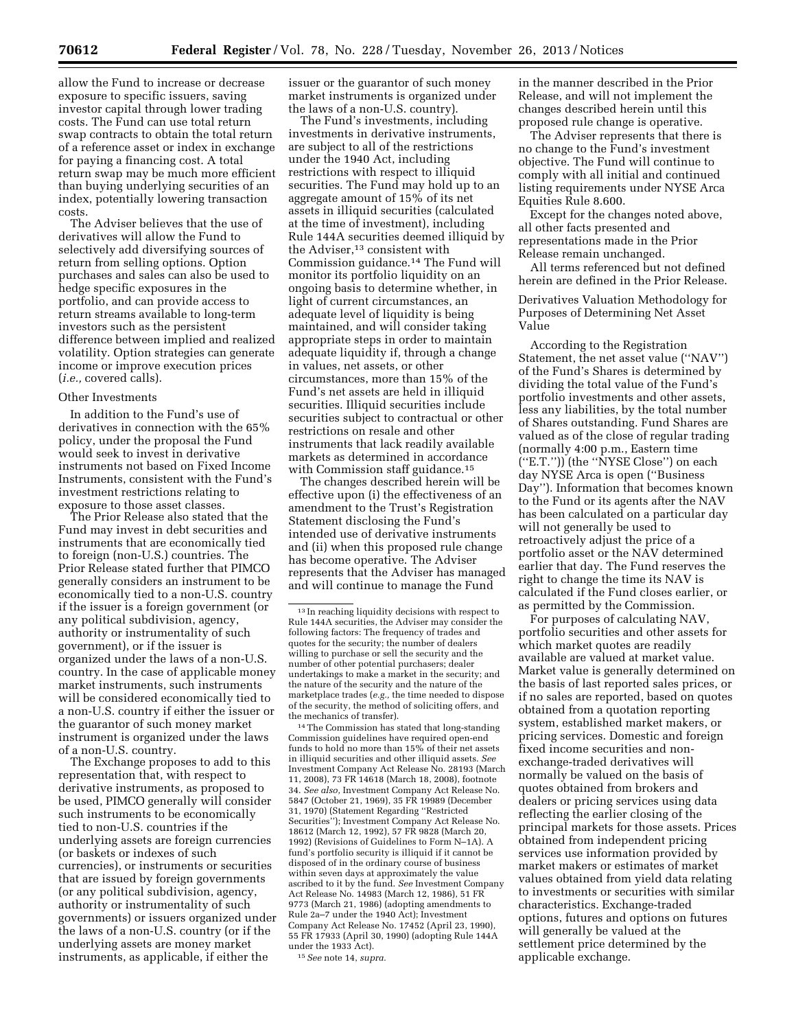allow the Fund to increase or decrease exposure to specific issuers, saving investor capital through lower trading costs. The Fund can use total return swap contracts to obtain the total return of a reference asset or index in exchange for paying a financing cost. A total return swap may be much more efficient than buying underlying securities of an index, potentially lowering transaction costs.

The Adviser believes that the use of derivatives will allow the Fund to selectively add diversifying sources of return from selling options. Option purchases and sales can also be used to hedge specific exposures in the portfolio, and can provide access to return streams available to long-term investors such as the persistent difference between implied and realized volatility. Option strategies can generate income or improve execution prices (*i.e.,* covered calls).

Other Investments

In addition to the Fund's use of derivatives in connection with the 65% policy, under the proposal the Fund would seek to invest in derivative instruments not based on Fixed Income Instruments, consistent with the Fund's investment restrictions relating to exposure to those asset classes.

The Prior Release also stated that the Fund may invest in debt securities and instruments that are economically tied to foreign (non-U.S.) countries. The Prior Release stated further that PIMCO generally considers an instrument to be economically tied to a non-U.S. country if the issuer is a foreign government (or any political subdivision, agency, authority or instrumentality of such government), or if the issuer is organized under the laws of a non-U.S. country. In the case of applicable money market instruments, such instruments will be considered economically tied to a non-U.S. country if either the issuer or the guarantor of such money market instrument is organized under the laws of a non-U.S. country.

The Exchange proposes to add to this representation that, with respect to derivative instruments, as proposed to be used, PIMCO generally will consider such instruments to be economically tied to non-U.S. countries if the underlying assets are foreign currencies (or baskets or indexes of such currencies), or instruments or securities that are issued by foreign governments (or any political subdivision, agency, authority or instrumentality of such governments) or issuers organized under the laws of a non-U.S. country (or if the underlying assets are money market instruments, as applicable, if either the issuer or the guarantor of such money market instruments is organized under the laws of a non-U.S. country).

The Fund's investments, including investments in derivative instruments, are subject to all of the restrictions under the 1940 Act, including restrictions with respect to illiquid securities. The Fund may hold up to an aggregate amount of 15% of its net assets in illiquid securities (calculated at the time of investment), including Rule 144A securities deemed illiquid by the Adviser,[13] consistent with Commission guidance.[14] The Fund will monitor its portfolio liquidity on an ongoing basis to determine whether, in light of current circumstances, an adequate level of liquidity is being maintained, and will consider taking appropriate steps in order to maintain adequate liquidity if, through a change in values, net assets, or other circumstances, more than 15% of the Fund's net assets are held in illiquid securities. Illiquid securities include securities subject to contractual or other restrictions on resale and other instruments that lack readily available markets as determined in accordance with Commission staff guidance.[15]

The changes described herein will be effective upon (i) the effectiveness of an amendment to the Trust's Registration Statement disclosing the Fund's intended use of derivative instruments and (ii) when this proposed rule change has become operative. The Adviser represents that the Adviser has managed and will continue to manage the Fund in the manner described in the Prior Release, and will not implement the changes described herein until this proposed rule change is operative.

The Adviser represents that there is no change to the Fund's investment objective. The Fund will continue to comply with all initial and continued listing requirements under NYSE Arca Equities Rule 8.600.

Except for the changes noted above, all other facts presented and representations made in the Prior Release remain unchanged.

All terms referenced but not defined herein are defined in the Prior Release.

Derivatives Valuation Methodology for Purposes of Determining Net Asset Value

According to the Registration Statement, the net asset value ("NAV") of the Fund's Shares is determined by dividing the total value of the Fund's portfolio investments and other assets, less any liabilities, by the total number of Shares outstanding. Fund Shares are valued as of the close of regular trading (normally 4:00 p.m., Eastern time ("E.T.")) (the "NYSE Close") on each day NYSE Arca is open ("Business Day"). Information that becomes known to the Fund or its agents after the NAV has been calculated on a particular day will not generally be used to retroactively adjust the price of a portfolio asset or the NAV determined earlier that day. The Fund reserves the right to change the time its NAV is calculated if the Fund closes earlier, or as permitted by the Commission.

For purposes of calculating NAV, portfolio securities and other assets for which market quotes are readily available are valued at market value. Market value is generally determined on the basis of last reported sales prices, or if no sales are reported, based on quotes obtained from a quotation reporting system, established market makers, or pricing services. Domestic and foreign fixed income securities and non-exchange-traded derivatives will normally be valued on the basis of quotes obtained from brokers and dealers or pricing services using data reflecting the earlier closing of the principal markets for those assets. Prices obtained from independent pricing services use information provided by market makers or estimates of market values obtained from yield data relating to investments or securities with similar characteristics. Exchange-traded options, futures and options on futures will generally be valued at the settlement price determined by the applicable exchange.

---

[13] In reaching liquidity decisions with respect to Rule 144A securities, the Adviser may consider the following factors: The frequency of trades and quotes for the security; the number of dealers willing to purchase or sell the security and the number of other potential purchasers; dealer undertakings to make a market in the security; and the nature of the security and the nature of the marketplace trades (*e.g.,* the time needed to dispose of the security, the method of soliciting offers, and the mechanics of transfer).

[14] The Commission has stated that long-standing Commission guidelines have required open-end funds to hold no more than 15% of their net assets in illiquid securities and other illiquid assets. *See* Investment Company Act Release No. 28193 (March 11, 2008), 73 FR 14618 (March 18, 2008), footnote 34. *See also,* Investment Company Act Release No. 5847 (October 21, 1969), 35 FR 19989 (December 31, 1970) (Statement Regarding "Restricted Securities"); Investment Company Act Release No. 18612 (March 12, 1992), 57 FR 9828 (March 20, 1992) (Revisions of Guidelines to Form N–1A). A fund's portfolio security is illiquid if it cannot be disposed of in the ordinary course of business within seven days at approximately the value ascribed to it by the fund. *See* Investment Company Act Release No. 14983 (March 12, 1986), 51 FR 9773 (March 21, 1986) (adopting amendments to Rule 2a–7 under the 1940 Act); Investment Company Act Release No. 17452 (April 23, 1990), 55 FR 17933 (April 30, 1990) (adopting Rule 144A under the 1933 Act).

[15] *See* note 14, *supra.*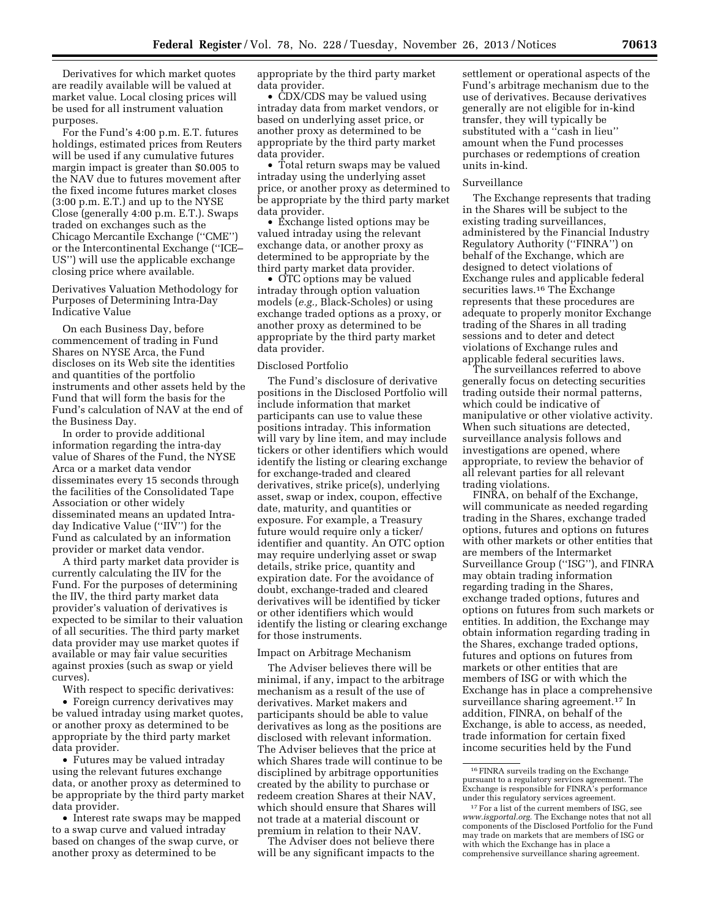Derivatives for which market quotes are readily available will be valued at market value. Local closing prices will be used for all instrument valuation purposes.

For the Fund's 4:00 p.m. E.T. futures holdings, estimated prices from Reuters will be used if any cumulative futures margin impact is greater than $0.005 to the NAV due to futures movement after the fixed income futures market closes (3:00 p.m. E.T.) and up to the NYSE Close (generally 4:00 p.m. E.T.). Swaps traded on exchanges such as the Chicago Mercantile Exchange (''CME'') or the Intercontinental Exchange (''ICE–US'') will use the applicable exchange closing price where available.

Derivatives Valuation Methodology for Purposes of Determining Intra-Day Indicative Value

On each Business Day, before commencement of trading in Fund Shares on NYSE Arca, the Fund discloses on its Web site the identities and quantities of the portfolio instruments and other assets held by the Fund that will form the basis for the Fund's calculation of NAV at the end of the Business Day.

In order to provide additional information regarding the intra-day value of Shares of the Fund, the NYSE Arca or a market data vendor disseminates every 15 seconds through the facilities of the Consolidated Tape Association or other widely disseminated means an updated Intra-day Indicative Value (''IIV'') for the Fund as calculated by an information provider or market data vendor.

A third party market data provider is currently calculating the IIV for the Fund. For the purposes of determining the IIV, the third party market data provider's valuation of derivatives is expected to be similar to their valuation of all securities. The third party market data provider may use market quotes if available or may fair value securities against proxies (such as swap or yield curves).

With respect to specific derivatives:

- Foreign currency derivatives may be valued intraday using market quotes, or another proxy as determined to be appropriate by the third party market data provider.
- Futures may be valued intraday using the relevant futures exchange data, or another proxy as determined to be appropriate by the third party market data provider.
- Interest rate swaps may be mapped to a swap curve and valued intraday based on changes of the swap curve, or another proxy as determined to be appropriate by the third party market data provider.
- CDX/CDS may be valued using intraday data from market vendors, or based on underlying asset price, or another proxy as determined to be appropriate by the third party market data provider.
- Total return swaps may be valued intraday using the underlying asset price, or another proxy as determined to be appropriate by the third party market data provider.
- Exchange listed options may be valued intraday using the relevant exchange data, or another proxy as determined to be appropriate by the third party market data provider.
- OTC options may be valued intraday through option valuation models (*e.g.,* Black-Scholes) or using exchange traded options as a proxy, or another proxy as determined to be appropriate by the third party market data provider.

Disclosed Portfolio

The Fund's disclosure of derivative positions in the Disclosed Portfolio will include information that market participants can use to value these positions intraday. This information will vary by line item, and may include tickers or other identifiers which would identify the listing or clearing exchange for exchange-traded and cleared derivatives, strike price(s), underlying asset, swap or index, coupon, effective date, maturity, and quantities or exposure. For example, a Treasury future would require only a ticker/identifier and quantity. An OTC option may require underlying asset or swap details, strike price, quantity and expiration date. For the avoidance of doubt, exchange-traded and cleared derivatives will be identified by ticker or other identifiers which would identify the listing or clearing exchange for those instruments.

Impact on Arbitrage Mechanism

The Adviser believes there will be minimal, if any, impact to the arbitrage mechanism as a result of the use of derivatives. Market makers and participants should be able to value derivatives as long as the positions are disclosed with relevant information. The Adviser believes that the price at which Shares trade will continue to be disciplined by arbitrage opportunities created by the ability to purchase or redeem creation Shares at their NAV, which should ensure that Shares will not trade at a material discount or premium in relation to their NAV.

The Adviser does not believe there will be any significant impacts to the settlement or operational aspects of the Fund's arbitrage mechanism due to the use of derivatives. Because derivatives generally are not eligible for in-kind transfer, they will typically be substituted with a ''cash in lieu'' amount when the Fund processes purchases or redemptions of creation units in-kind.

Surveillance

The Exchange represents that trading in the Shares will be subject to the existing trading surveillances, administered by the Financial Industry Regulatory Authority (''FINRA'') on behalf of the Exchange, which are designed to detect violations of Exchange rules and applicable federal securities laws.[16] The Exchange represents that these procedures are adequate to properly monitor Exchange trading of the Shares in all trading sessions and to deter and detect violations of Exchange rules and applicable federal securities laws.

The surveillances referred to above generally focus on detecting securities trading outside their normal patterns, which could be indicative of manipulative or other violative activity. When such situations are detected, surveillance analysis follows and investigations are opened, where appropriate, to review the behavior of all relevant parties for all relevant trading violations.

FINRA, on behalf of the Exchange, will communicate as needed regarding trading in the Shares, exchange traded options, futures and options on futures with other markets or other entities that are members of the Intermarket Surveillance Group (''ISG''), and FINRA may obtain trading information regarding trading in the Shares, exchange traded options, futures and options on futures from such markets or entities. In addition, the Exchange may obtain information regarding trading in the Shares, exchange traded options, futures and options on futures from markets or other entities that are members of ISG or with which the Exchange has in place a comprehensive surveillance sharing agreement.[17] In addition, FINRA, on behalf of the Exchange, is able to access, as needed, trade information for certain fixed income securities held by the Fund

[16] FINRA surveils trading on the Exchange pursuant to a regulatory services agreement. The Exchange is responsible for FINRA's performance under this regulatory services agreement.

[17] For a list of the current members of ISG, see *www.isgportal.org.* The Exchange notes that not all components of the Disclosed Portfolio for the Fund may trade on markets that are members of ISG or with which the Exchange has in place a comprehensive surveillance sharing agreement.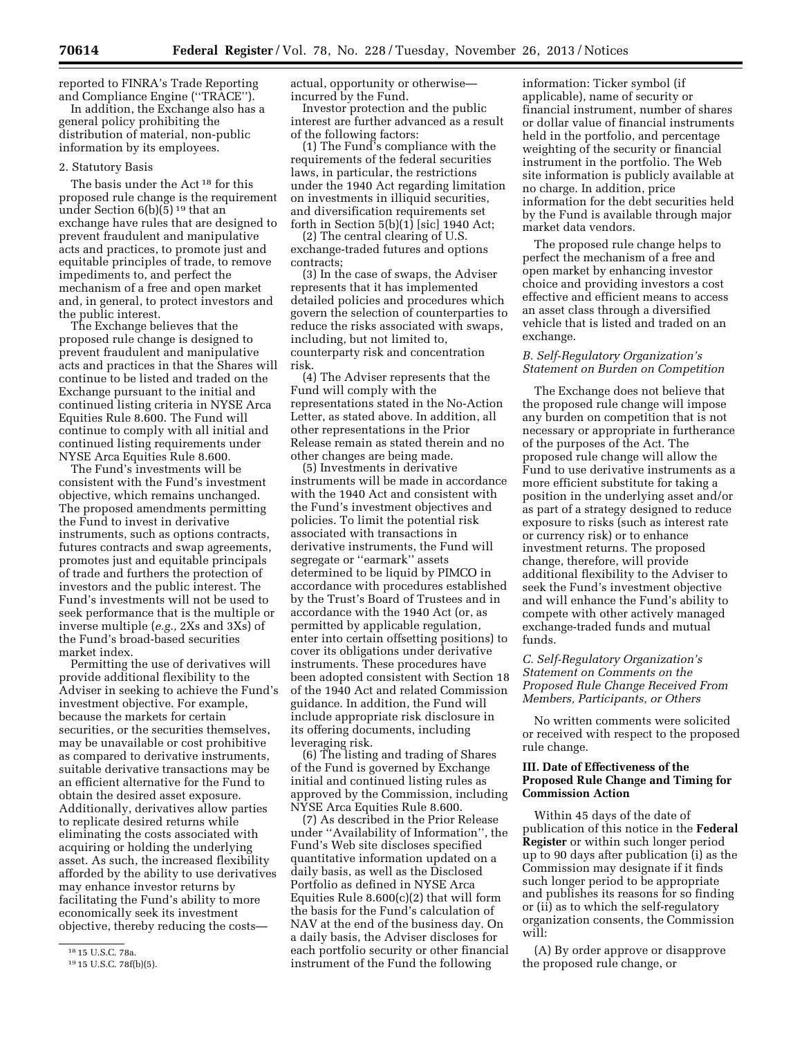reported to FINRA's Trade Reporting and Compliance Engine (''TRACE'').

In addition, the Exchange also has a general policy prohibiting the distribution of material, non-public information by its employees.

2. Statutory Basis

The basis under the Act[18] for this proposed rule change is the requirement under Section 6(b)(5)[19] that an exchange have rules that are designed to prevent fraudulent and manipulative acts and practices, to promote just and equitable principles of trade, to remove impediments to, and perfect the mechanism of a free and open market and, in general, to protect investors and the public interest.

The Exchange believes that the proposed rule change is designed to prevent fraudulent and manipulative acts and practices in that the Shares will continue to be listed and traded on the Exchange pursuant to the initial and continued listing criteria in NYSE Arca Equities Rule 8.600. The Fund will continue to comply with all initial and continued listing requirements under NYSE Arca Equities Rule 8.600.

The Fund's investments will be consistent with the Fund's investment objective, which remains unchanged. The proposed amendments permitting the Fund to invest in derivative instruments, such as options contracts, futures contracts and swap agreements, promotes just and equitable principals of trade and furthers the protection of investors and the public interest. The Fund's investments will not be used to seek performance that is the multiple or inverse multiple (*e.g.,* 2Xs and 3Xs) of the Fund's broad-based securities market index.

Permitting the use of derivatives will provide additional flexibility to the Adviser in seeking to achieve the Fund's investment objective. For example, because the markets for certain securities, or the securities themselves, may be unavailable or cost prohibitive as compared to derivative instruments, suitable derivative transactions may be an efficient alternative for the Fund to obtain the desired asset exposure. Additionally, derivatives allow parties to replicate desired returns while eliminating the costs associated with acquiring or holding the underlying asset. As such, the increased flexibility afforded by the ability to use derivatives may enhance investor returns by facilitating the Fund's ability to more economically seek its investment objective, thereby reducing the costs—actual, opportunity or otherwise—incurred by the Fund.

Investor protection and the public interest are further advanced as a result of the following factors:

(1) The Fund's compliance with the requirements of the federal securities laws, in particular, the restrictions under the 1940 Act regarding limitation on investments in illiquid securities, and diversification requirements set forth in Section 5(b)(1) [sic] 1940 Act;

(2) The central clearing of U.S. exchange-traded futures and options contracts;

(3) In the case of swaps, the Adviser represents that it has implemented detailed policies and procedures which govern the selection of counterparties to reduce the risks associated with swaps, including, but not limited to, counterparty risk and concentration risk.

(4) The Adviser represents that the Fund will comply with the representations stated in the No-Action Letter, as stated above. In addition, all other representations in the Prior Release remain as stated therein and no other changes are being made.

(5) Investments in derivative instruments will be made in accordance with the 1940 Act and consistent with the Fund's investment objectives and policies. To limit the potential risk associated with transactions in derivative instruments, the Fund will segregate or ''earmark'' assets determined to be liquid by PIMCO in accordance with procedures established by the Trust's Board of Trustees and in accordance with the 1940 Act (or, as permitted by applicable regulation, enter into certain offsetting positions) to cover its obligations under derivative instruments. These procedures have been adopted consistent with Section 18 of the 1940 Act and related Commission guidance. In addition, the Fund will include appropriate risk disclosure in its offering documents, including leveraging risk.

(6) The listing and trading of Shares of the Fund is governed by Exchange initial and continued listing rules as approved by the Commission, including NYSE Arca Equities Rule 8.600.

(7) As described in the Prior Release under ''Availability of Information'', the Fund's Web site discloses specified quantitative information updated on a daily basis, as well as the Disclosed Portfolio as defined in NYSE Arca Equities Rule 8.600(c)(2) that will form the basis for the Fund's calculation of NAV at the end of the business day. On a daily basis, the Adviser discloses for each portfolio security or other financial instrument of the Fund the following information: Ticker symbol (if applicable), name of security or financial instrument, number of shares or dollar value of financial instruments held in the portfolio, and percentage weighting of the security or financial instrument in the portfolio. The Web site information is publicly available at no charge. In addition, price information for the debt securities held by the Fund is available through major market data vendors.

The proposed rule change helps to perfect the mechanism of a free and open market by enhancing investor choice and providing investors a cost effective and efficient means to access an asset class through a diversified vehicle that is listed and traded on an exchange.

### *B. Self-Regulatory Organization's Statement on Burden on Competition*

The Exchange does not believe that the proposed rule change will impose any burden on competition that is not necessary or appropriate in furtherance of the purposes of the Act. The proposed rule change will allow the Fund to use derivative instruments as a more efficient substitute for taking a position in the underlying asset and/or as part of a strategy designed to reduce exposure to risks (such as interest rate or currency risk) or to enhance investment returns. The proposed change, therefore, will provide additional flexibility to the Adviser to seek the Fund's investment objective and will enhance the Fund's ability to compete with other actively managed exchange-traded funds and mutual funds.

### *C. Self-Regulatory Organization's Statement on Comments on the Proposed Rule Change Received From Members, Participants, or Others*

No written comments were solicited or received with respect to the proposed rule change.

## III. Date of Effectiveness of the Proposed Rule Change and Timing for Commission Action

Within 45 days of the date of publication of this notice in the **Federal Register** or within such longer period up to 90 days after publication (i) as the Commission may designate if it finds such longer period to be appropriate and publishes its reasons for so finding or (ii) as to which the self-regulatory organization consents, the Commission will:

(A) By order approve or disapprove the proposed rule change, or

[18] 15 U.S.C. 78a.

[19] 15 U.S.C. 78f(b)(5).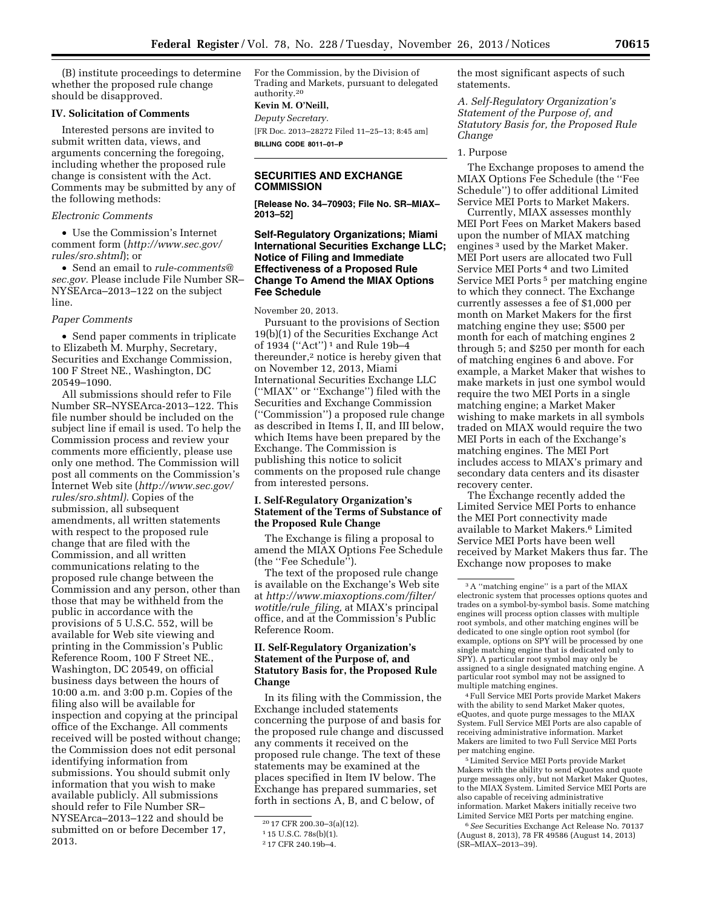(B) institute proceedings to determine whether the proposed rule change should be disapproved.

## IV. Solicitation of Comments

Interested persons are invited to submit written data, views, and arguments concerning the foregoing, including whether the proposed rule change is consistent with the Act. Comments may be submitted by any of the following methods:

*Electronic Comments*

- Use the Commission's Internet comment form (*http://www.sec.gov/rules/sro.shtml*); or
- Send an email to *rule-comments@sec.gov.* Please include File Number SR–NYSEArca–2013–122 on the subject line.

*Paper Comments*

- Send paper comments in triplicate to Elizabeth M. Murphy, Secretary, Securities and Exchange Commission, 100 F Street NE., Washington, DC 20549–1090.

All submissions should refer to File Number SR–NYSEArca-2013–122. This file number should be included on the subject line if email is used. To help the Commission process and review your comments more efficiently, please use only one method. The Commission will post all comments on the Commission's Internet Web site (*http://www.sec.gov/rules/sro.shtml).* Copies of the submission, all subsequent amendments, all written statements with respect to the proposed rule change that are filed with the Commission, and all written communications relating to the proposed rule change between the Commission and any person, other than those that may be withheld from the public in accordance with the provisions of 5 U.S.C. 552, will be available for Web site viewing and printing in the Commission's Public Reference Room, 100 F Street NE., Washington, DC 20549, on official business days between the hours of 10:00 a.m. and 3:00 p.m. Copies of the filing also will be available for inspection and copying at the principal office of the Exchange. All comments received will be posted without change; the Commission does not edit personal identifying information from submissions. You should submit only information that you wish to make available publicly. All submissions should refer to File Number SR–NYSEArca–2013–122 and should be submitted on or before December 17, 2013.

For the Commission, by the Division of Trading and Markets, pursuant to delegated authority.[20]

**Kevin M. O'Neill,**

*Deputy Secretary.*

[FR Doc. 2013–28272 Filed 11–25–13; 8:45 am]

**BILLING CODE 8011–01–P**

---

## SECURITIES AND EXCHANGE COMMISSION

**[Release No. 34–70903; File No. SR–MIAX–2013–52]**

### Self-Regulatory Organizations; Miami International Securities Exchange LLC; Notice of Filing and Immediate Effectiveness of a Proposed Rule Change To Amend the MIAX Options Fee Schedule

November 20, 2013.

Pursuant to the provisions of Section 19(b)(1) of the Securities Exchange Act of 1934 ("Act")[1] and Rule 19b–4 thereunder,[2] notice is hereby given that on November 12, 2013, Miami International Securities Exchange LLC ("MIAX" or "Exchange") filed with the Securities and Exchange Commission ("Commission") a proposed rule change as described in Items I, II, and III below, which Items have been prepared by the Exchange. The Commission is publishing this notice to solicit comments on the proposed rule change from interested persons.

## I. Self-Regulatory Organization's Statement of the Terms of Substance of the Proposed Rule Change

The Exchange is filing a proposal to amend the MIAX Options Fee Schedule (the "Fee Schedule").

The text of the proposed rule change is available on the Exchange's Web site at *http://www.miaxoptions.com/filter/wotitle/rule_filing,* at MIAX's principal office, and at the Commission's Public Reference Room.

## II. Self-Regulatory Organization's Statement of the Purpose of, and Statutory Basis for, the Proposed Rule Change

In its filing with the Commission, the Exchange included statements concerning the purpose of and basis for the proposed rule change and discussed any comments it received on the proposed rule change. The text of these statements may be examined at the places specified in Item IV below. The Exchange has prepared summaries, set forth in sections A, B, and C below, of the most significant aspects of such statements.

*A. Self-Regulatory Organization's Statement of the Purpose of, and Statutory Basis for, the Proposed Rule Change*

1. Purpose

The Exchange proposes to amend the MIAX Options Fee Schedule (the "Fee Schedule") to offer additional Limited Service MEI Ports to Market Makers.

Currently, MIAX assesses monthly MEI Port Fees on Market Makers based upon the number of MIAX matching engines[3] used by the Market Maker. MEI Port users are allocated two Full Service MEI Ports[4] and two Limited Service MEI Ports[5] per matching engine to which they connect. The Exchange currently assesses a fee of $1,000 per month on Market Makers for the first matching engine they use; $500 per month for each of matching engines 2 through 5; and $250 per month for each of matching engines 6 and above. For example, a Market Maker that wishes to make markets in just one symbol would require the two MEI Ports in a single matching engine; a Market Maker wishing to make markets in all symbols traded on MIAX would require the two MEI Ports in each of the Exchange's matching engines. The MEI Port includes access to MIAX's primary and secondary data centers and its disaster recovery center.

The Exchange recently added the Limited Service MEI Ports to enhance the MEI Port connectivity made available to Market Makers.[6] Limited Service MEI Ports have been well received by Market Makers thus far. The Exchange now proposes to make

---

[20] 17 CFR 200.30–3(a)(12).

[1] 15 U.S.C. 78s(b)(1).

[2] 17 CFR 240.19b–4.

[3] A "matching engine" is a part of the MIAX electronic system that processes options quotes and trades on a symbol-by-symbol basis. Some matching engines will process option classes with multiple root symbols, and other matching engines will be dedicated to one single option root symbol (for example, options on SPY will be processed by one single matching engine that is dedicated only to SPY). A particular root symbol may only be assigned to a single designated matching engine. A particular root symbol may not be assigned to multiple matching engines.

[4] Full Service MEI Ports provide Market Makers with the ability to send Market Maker quotes, eQuotes, and quote purge messages to the MIAX System. Full Service MEI Ports are also capable of receiving administrative information. Market Makers are limited to two Full Service MEI Ports per matching engine.

[5] Limited Service MEI Ports provide Market Makers with the ability to send eQuotes and quote purge messages only, but not Market Maker Quotes, to the MIAX System. Limited Service MEI Ports are also capable of receiving administrative information. Market Makers initially receive two Limited Service MEI Ports per matching engine.

[6] *See* Securities Exchange Act Release No. 70137 (August 8, 2013), 78 FR 49586 (August 14, 2013) (SR–MIAX–2013–39).